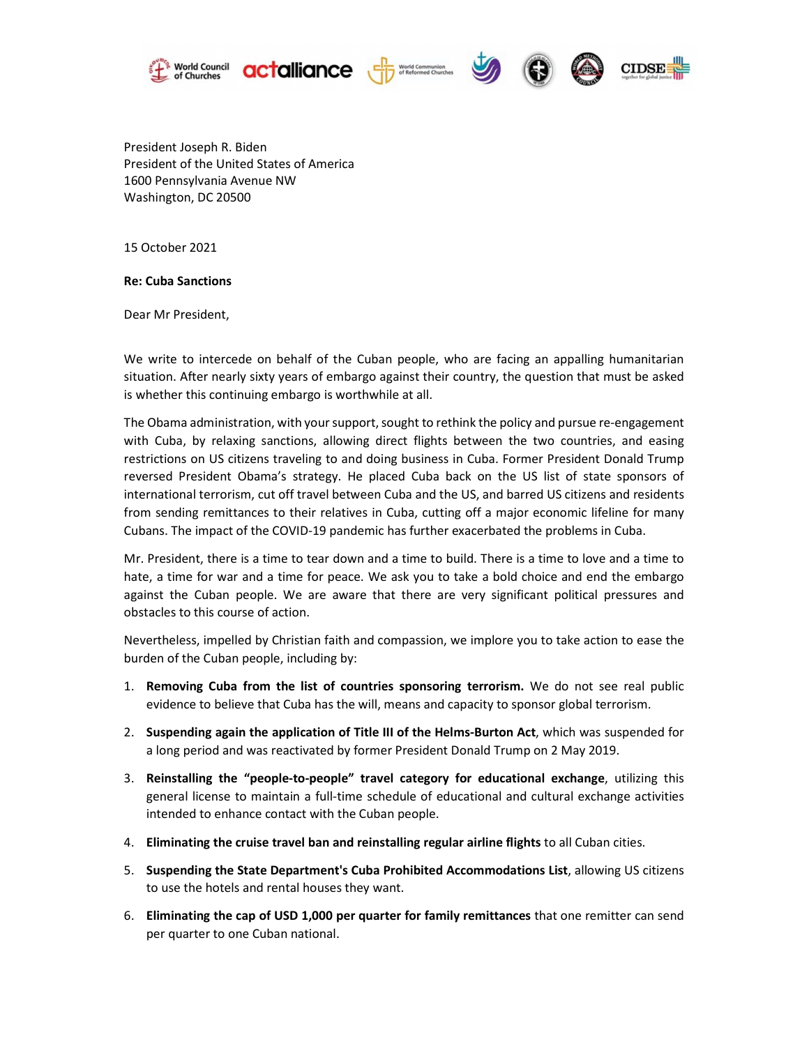President Joseph R. Biden
President of the United States of America
1600 Pennsylvania Avenue NW
Washington, DC 20500

15 October 2021

**Re: Cuba Sanctions**

Dear Mr President,

We write to intercede on behalf of the Cuban people, who are facing an appalling humanitarian situation. After nearly sixty years of embargo against their country, the question that must be asked is whether this continuing embargo is worthwhile at all.

The Obama administration, with your support, sought to rethink the policy and pursue re-engagement with Cuba, by relaxing sanctions, allowing direct flights between the two countries, and easing restrictions on US citizens traveling to and doing business in Cuba. Former President Donald Trump reversed President Obama's strategy. He placed Cuba back on the US list of state sponsors of international terrorism, cut off travel between Cuba and the US, and barred US citizens and residents from sending remittances to their relatives in Cuba, cutting off a major economic lifeline for many Cubans. The impact of the COVID-19 pandemic has further exacerbated the problems in Cuba.

Mr. President, there is a time to tear down and a time to build. There is a time to love and a time to hate, a time for war and a time for peace. We ask you to take a bold choice and end the embargo against the Cuban people. We are aware that there are very significant political pressures and obstacles to this course of action.

Nevertheless, impelled by Christian faith and compassion, we implore you to take action to ease the burden of the Cuban people, including by:

1. **Removing Cuba from the list of countries sponsoring terrorism.** We do not see real public evidence to believe that Cuba has the will, means and capacity to sponsor global terrorism.
2. **Suspending again the application of Title III of the Helms-Burton Act**, which was suspended for a long period and was reactivated by former President Donald Trump on 2 May 2019.
3. **Reinstalling the "people-to-people" travel category for educational exchange**, utilizing this general license to maintain a full-time schedule of educational and cultural exchange activities intended to enhance contact with the Cuban people.
4. **Eliminating the cruise travel ban and reinstalling regular airline flights** to all Cuban cities.
5. **Suspending the State Department's Cuba Prohibited Accommodations List**, allowing US citizens to use the hotels and rental houses they want.
6. **Eliminating the cap of USD 1,000 per quarter for family remittances** that one remitter can send per quarter to one Cuban national.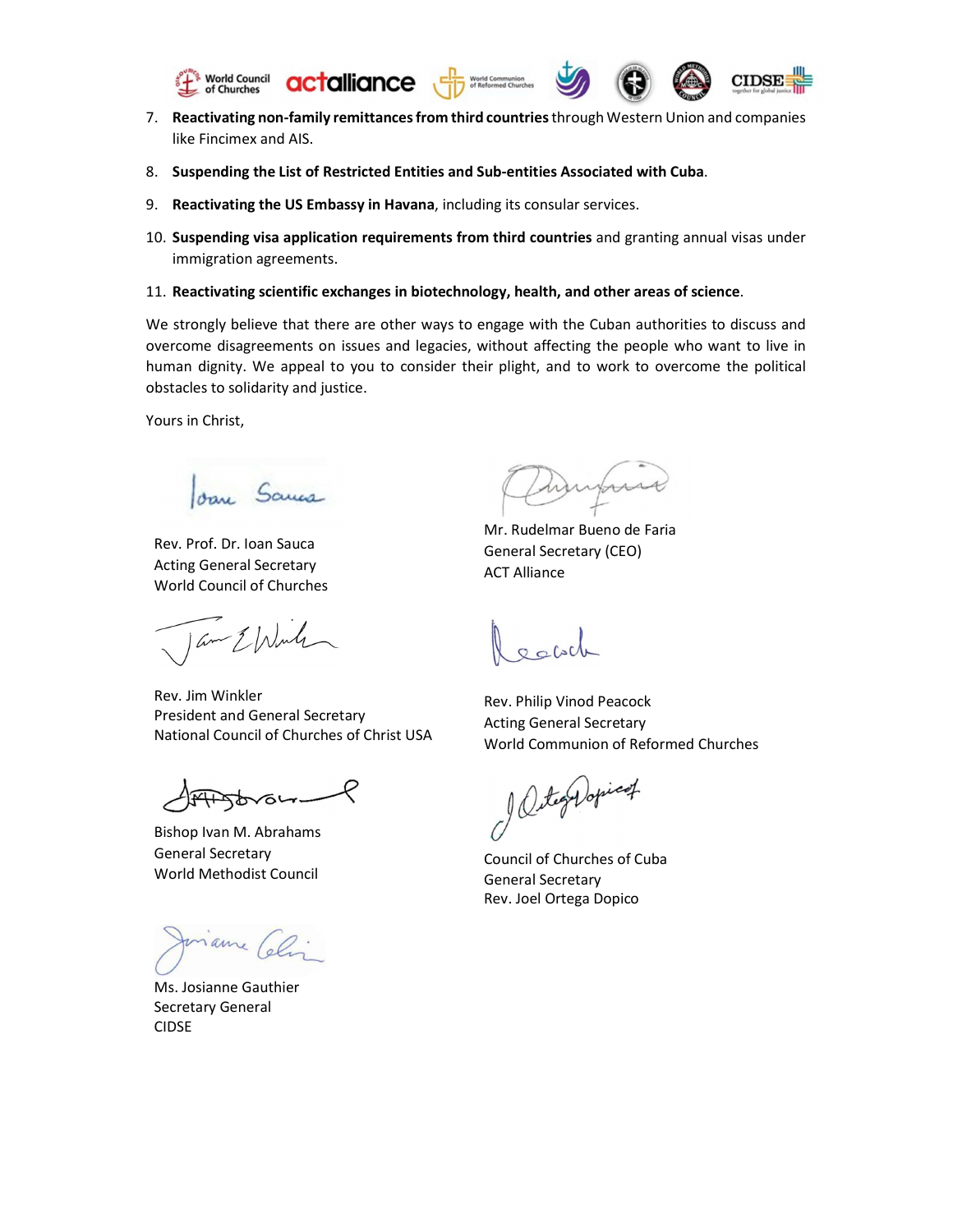7. **Reactivating non-family remittances from third countries** through Western Union and companies like Fincimex and AIS.

8. **Suspending the List of Restricted Entities and Sub-entities Associated with Cuba**.

9. **Reactivating the US Embassy in Havana**, including its consular services.

10. **Suspending visa application requirements from third countries** and granting annual visas under immigration agreements.

11. **Reactivating scientific exchanges in biotechnology, health, and other areas of science**.

We strongly believe that there are other ways to engage with the Cuban authorities to discuss and overcome disagreements on issues and legacies, without affecting the people who want to live in human dignity. We appeal to you to consider their plight, and to work to overcome the political obstacles to solidarity and justice.

Yours in Christ,

Rev. Prof. Dr. Ioan Sauca
Acting General Secretary
World Council of Churches

Mr. Rudelmar Bueno de Faria
General Secretary (CEO)
ACT Alliance

Rev. Jim Winkler
President and General Secretary
National Council of Churches of Christ USA

Rev. Philip Vinod Peacock
Acting General Secretary
World Communion of Reformed Churches

Bishop Ivan M. Abrahams
General Secretary
World Methodist Council

Council of Churches of Cuba
General Secretary
Rev. Joel Ortega Dopico

Ms. Josianne Gauthier
Secretary General
CIDSE